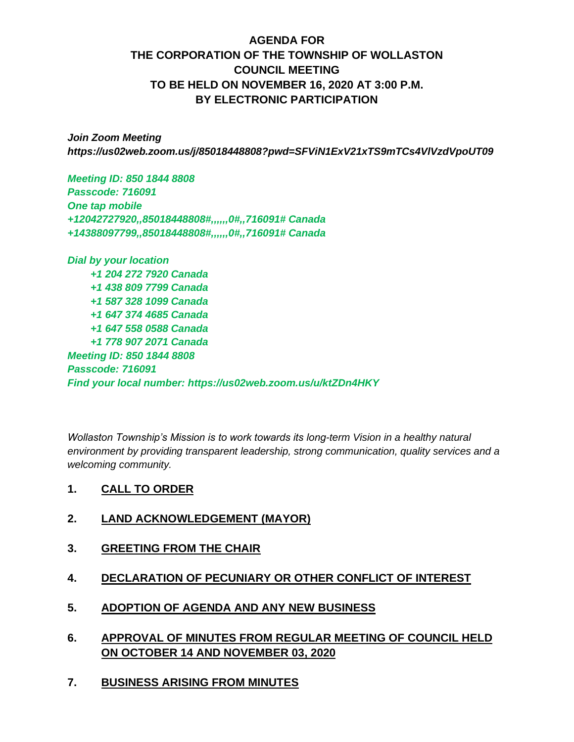# AGENDA FOR THE CORPORATION OF THE TOWNSHIP OF WOLLASTON COUNCIL MEETING TO BE HELD ON NOVEMBER 16, 2020 AT 3:00 P.M. BY ELECTRONIC PARTICIPATION

***Join Zoom Meeting***
***https://us02web.zoom.us/j/85018448808?pwd=SFViN1ExV21xTS9mTCs4VlVzdVpoUT09***

***Meeting ID: 850 1844 8808***
***Passcode: 716091***
***One tap mobile***
***+12042727920,,85018448808#,,,,,,0#,,716091# Canada***
***+14388097799,,85018448808#,,,,,,0#,,716091# Canada***

***Dial by your location***
***+1 204 272 7920 Canada***
***+1 438 809 7799 Canada***
***+1 587 328 1099 Canada***
***+1 647 374 4685 Canada***
***+1 647 558 0588 Canada***
***+1 778 907 2071 Canada***
***Meeting ID: 850 1844 8808***
***Passcode: 716091***
***Find your local number: https://us02web.zoom.us/u/ktZDn4HKY***

*Wollaston Township's Mission is to work towards its long-term Vision in a healthy natural environment by providing transparent leadership, strong communication, quality services and a welcoming community.*

1. **CALL TO ORDER**

2. **LAND ACKNOWLEDGEMENT (MAYOR)**

3. **GREETING FROM THE CHAIR**

4. **DECLARATION OF PECUNIARY OR OTHER CONFLICT OF INTEREST**

5. **ADOPTION OF AGENDA AND ANY NEW BUSINESS**

6. **APPROVAL OF MINUTES FROM REGULAR MEETING OF COUNCIL HELD ON OCTOBER 14 AND NOVEMBER 03, 2020**

7. **BUSINESS ARISING FROM MINUTES**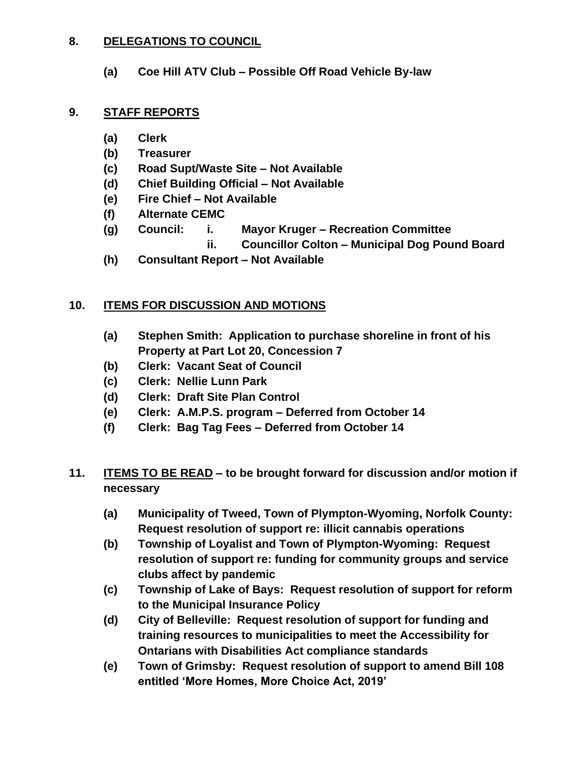**8. DELEGATIONS TO COUNCIL**

- **(a) Coe Hill ATV Club – Possible Off Road Vehicle By-law**

**9. STAFF REPORTS**

- **(a) Clerk**
- **(b) Treasurer**
- **(c) Road Supt/Waste Site – Not Available**
- **(d) Chief Building Official – Not Available**
- **(e) Fire Chief – Not Available**
- **(f) Alternate CEMC**
- **(g) Council:**
  - **i. Mayor Kruger – Recreation Committee**
  - **ii. Councillor Colton – Municipal Dog Pound Board**
- **(h) Consultant Report – Not Available**

**10. ITEMS FOR DISCUSSION AND MOTIONS**

- **(a) Stephen Smith: Application to purchase shoreline in front of his Property at Part Lot 20, Concession 7**
- **(b) Clerk: Vacant Seat of Council**
- **(c) Clerk: Nellie Lunn Park**
- **(d) Clerk: Draft Site Plan Control**
- **(e) Clerk: A.M.P.S. program – Deferred from October 14**
- **(f) Clerk: Bag Tag Fees – Deferred from October 14**

**11. ITEMS TO BE READ – to be brought forward for discussion and/or motion if necessary**

- **(a) Municipality of Tweed, Town of Plympton-Wyoming, Norfolk County: Request resolution of support re: illicit cannabis operations**
- **(b) Township of Loyalist and Town of Plympton-Wyoming: Request resolution of support re: funding for community groups and service clubs affect by pandemic**
- **(c) Township of Lake of Bays: Request resolution of support for reform to the Municipal Insurance Policy**
- **(d) City of Belleville: Request resolution of support for funding and training resources to municipalities to meet the Accessibility for Ontarians with Disabilities Act compliance standards**
- **(e) Town of Grimsby: Request resolution of support to amend Bill 108 entitled 'More Homes, More Choice Act, 2019'**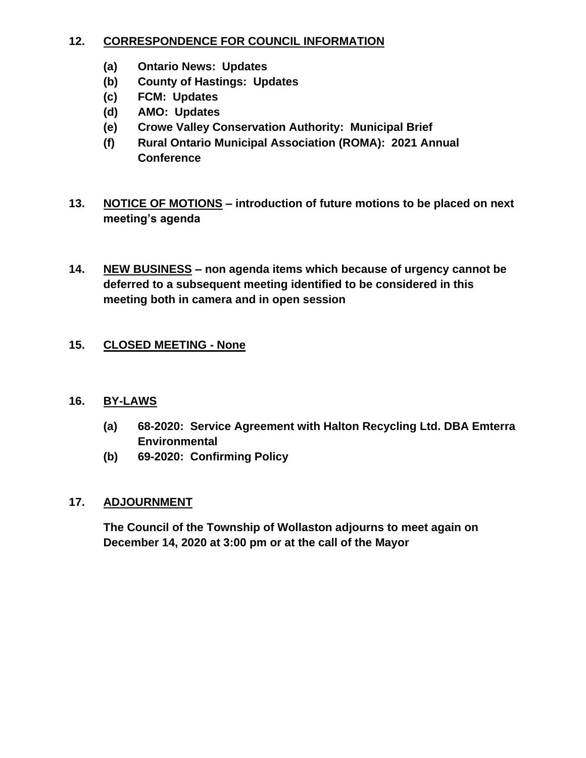**12. <u>CORRESPONDENCE FOR COUNCIL INFORMATION</u>**

- **(a) Ontario News: Updates**
- **(b) County of Hastings: Updates**
- **(c) FCM: Updates**
- **(d) AMO: Updates**
- **(e) Crowe Valley Conservation Authority: Municipal Brief**
- **(f) Rural Ontario Municipal Association (ROMA): 2021 Annual Conference**

**13. <u>NOTICE OF MOTIONS</u> – introduction of future motions to be placed on next meeting's agenda**

**14. <u>NEW BUSINESS</u> – non agenda items which because of urgency cannot be deferred to a subsequent meeting identified to be considered in this meeting both in camera and in open session**

**15. <u>CLOSED MEETING - None</u>**

**16. <u>BY-LAWS</u>**

- **(a) 68-2020: Service Agreement with Halton Recycling Ltd. DBA Emterra Environmental**
- **(b) 69-2020: Confirming Policy**

**17. <u>ADJOURNMENT</u>**

**The Council of the Township of Wollaston adjourns to meet again on December 14, 2020 at 3:00 pm or at the call of the Mayor**